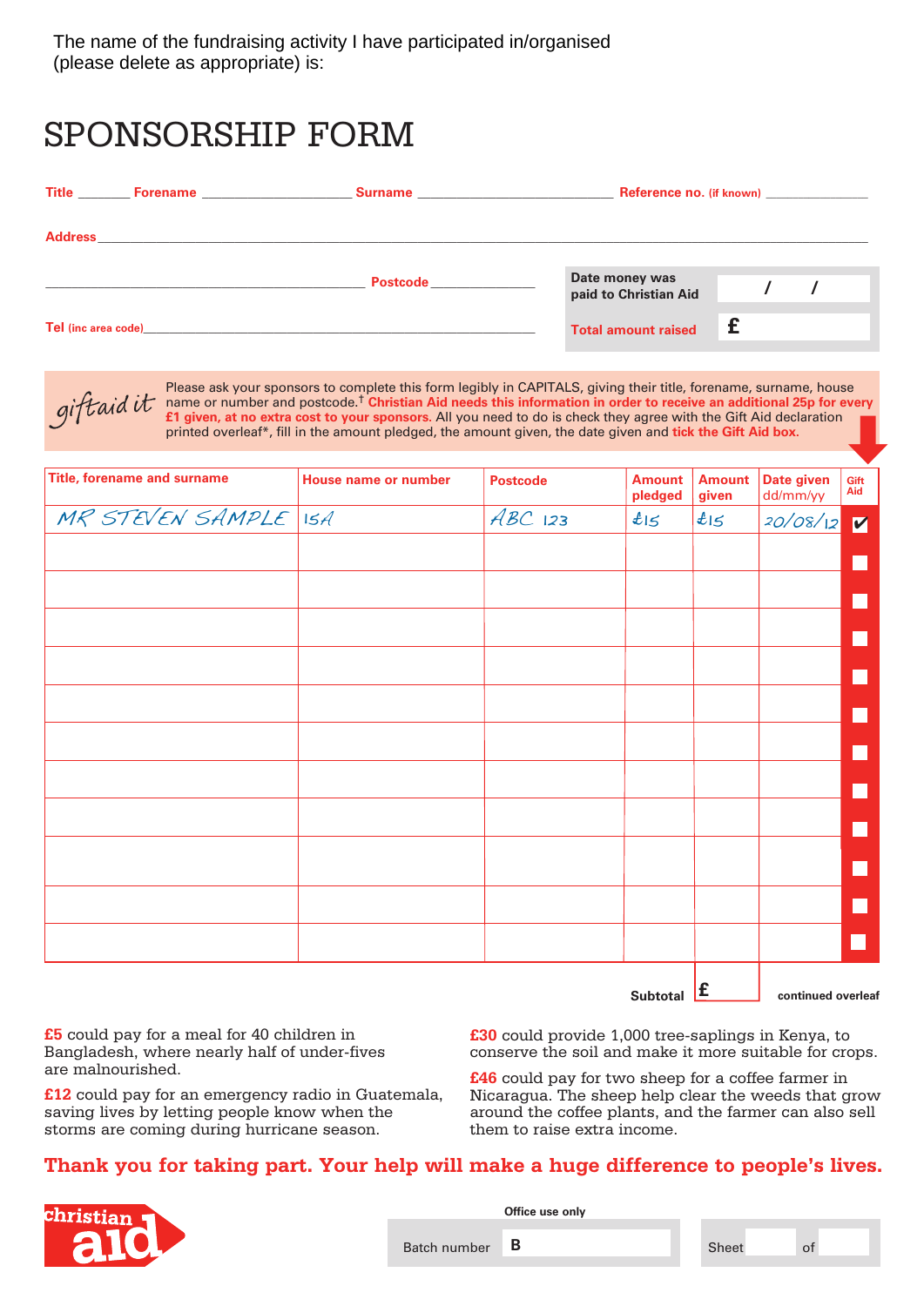The name of the fundraising activity I have participated in/organised (please delete as appropriate) is:

# SPONSORSHIP FORM

**Title** _______ **Forename** ____________________ **Surname** __________________________ **Reference no.** (if known) ______________

**Address** ______________________________________________________________________________________

______________________________________________ **Postcode** ______________

**Tel** (inc area code) ______________________________________________________________

| | |
|---|---|
| **Date money was paid to Christian Aid** | / / |
| **Total amount raised** | £ |

*giftaid it* Please ask your sponsors to complete this form legibly in CAPITALS, giving their title, forename, surname, house name or number and postcode.† **Christian Aid needs this information in order to receive an additional 25p for every £1 given, at no extra cost to your sponsors.** All you need to do is check they agree with the Gift Aid declaration printed overleaf*, fill in the amount pledged, the amount given, the date given and **tick the Gift Aid box.**

| Title, forename and surname | House name or number | Postcode | Amount pledged | Amount given | Date given dd/mm/yy | Gift Aid |
|---|---|---|---|---|---|---|
| MR STEVEN SAMPLE | 15A | ABC 123 | £15 | £15 | 20/08/12 | ✔ |
| | | | | | | ☐ |
| | | | | | | ☐ |
| | | | | | | ☐ |
| | | | | | | ☐ |
| | | | | | | ☐ |
| | | | | | | ☐ |
| | | | | | | ☐ |
| | | | | | | ☐ |
| | | | | | | ☐ |
| | | | | | | ☐ |
| | | | | | | ☐ |

**Subtotal** £ **continued overleaf**

**£5** could pay for a meal for 40 children in Bangladesh, where nearly half of under-fives are malnourished.

**£12** could pay for an emergency radio in Guatemala, saving lives by letting people know when the storms are coming during hurricane season.

**£30** could provide 1,000 tree-saplings in Kenya, to conserve the soil and make it more suitable for crops.

**£46** could pay for two sheep for a coffee farmer in Nicaragua. The sheep help clear the weeds that grow around the coffee plants, and the farmer can also sell them to raise extra income.

**Thank you for taking part. Your help will make a huge difference to people's lives.**

christian aid

**Office use only**

Batch number **B** Sheet ____ of ____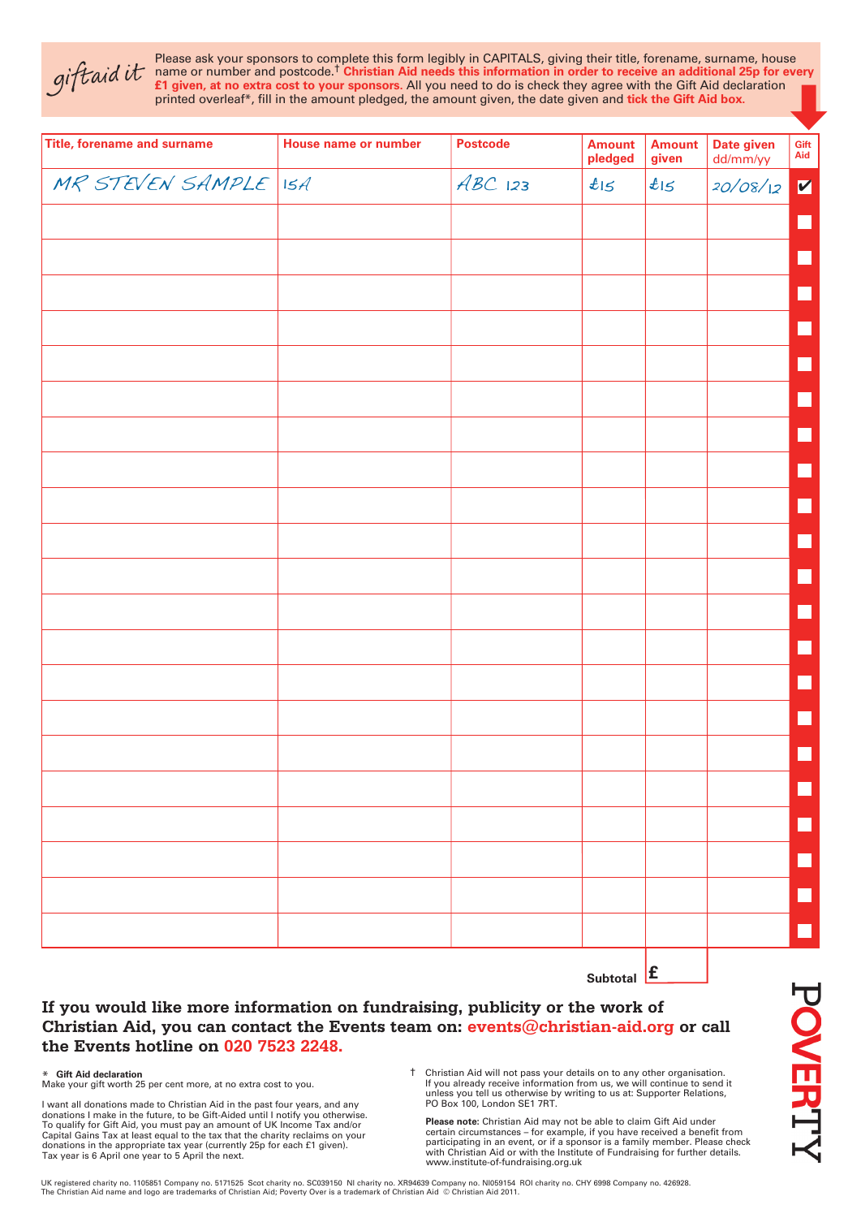*giftaid it*

Please ask your sponsors to complete this form legibly in CAPITALS, giving their title, forename, surname, house name or number and postcode.† **Christian Aid needs this information in order to receive an additional 25p for every £1 given, at no extra cost to your sponsors.** All you need to do is check they agree with the Gift Aid declaration printed overleaf*, fill in the amount pledged, the amount given, the date given and **tick the Gift Aid box.**

| Title, forename and surname | House name or number | Postcode | Amount pledged | Amount given | Date given dd/mm/yy | Gift Aid |
|---|---|---|---|---|---|---|
| MR STEVEN SAMPLE | 15A | ABC 123 | £15 | £15 | 20/08/12 | ✔ |
| | | | | | | ☐ |
| | | | | | | ☐ |
| | | | | | | ☐ |
| | | | | | | ☐ |
| | | | | | | ☐ |
| | | | | | | ☐ |
| | | | | | | ☐ |
| | | | | | | ☐ |
| | | | | | | ☐ |
| | | | | | | ☐ |
| | | | | | | ☐ |
| | | | | | | ☐ |
| | | | | | | ☐ |
| | | | | | | ☐ |
| | | | | | | ☐ |
| | | | | | | ☐ |
| | | | | | | ☐ |
| | | | | | | ☐ |
| | | | | | | ☐ |
| | | | | | | ☐ |
| | | | | | | ☐ |
| | | | | | | ☐ |

Subtotal £

**If you would like more information on fundraising, publicity or the work of Christian Aid, you can contact the Events team on: events@christian-aid.org or call the Events hotline on 020 7523 2248.**

POVERTY

\* **Gift Aid declaration**
Make your gift worth 25 per cent more, at no extra cost to you.

I want all donations made to Christian Aid in the past four years, and any donations I make in the future, to be Gift-Aided until I notify you otherwise. To qualify for Gift Aid, you must pay an amount of UK Income Tax and/or Capital Gains Tax at least equal to the tax that the charity reclaims on your donations in the appropriate tax year (currently 25p for each £1 given). Tax year is 6 April one year to 5 April the next.

† Christian Aid will not pass your details on to any other organisation. If you already receive information from us, we will continue to send it unless you tell us otherwise by writing to us at: Supporter Relations, PO Box 100, London SE1 7RT.

**Please note:** Christian Aid may not be able to claim Gift Aid under certain circumstances – for example, if you have received a benefit from participating in an event, or if a sponsor is a family member. Please check with Christian Aid or with the Institute of Fundraising for further details. www.institute-of-fundraising.org.uk

UK registered charity no. 1105851 Company no. 5171525 Scot charity no. SC039150 NI charity no. XR94639 Company no. NI059154 ROI charity no. CHY 6998 Company no. 426928.
The Christian Aid name and logo are trademarks of Christian Aid; Poverty Over is a trademark of Christian Aid © Christian Aid 2011.